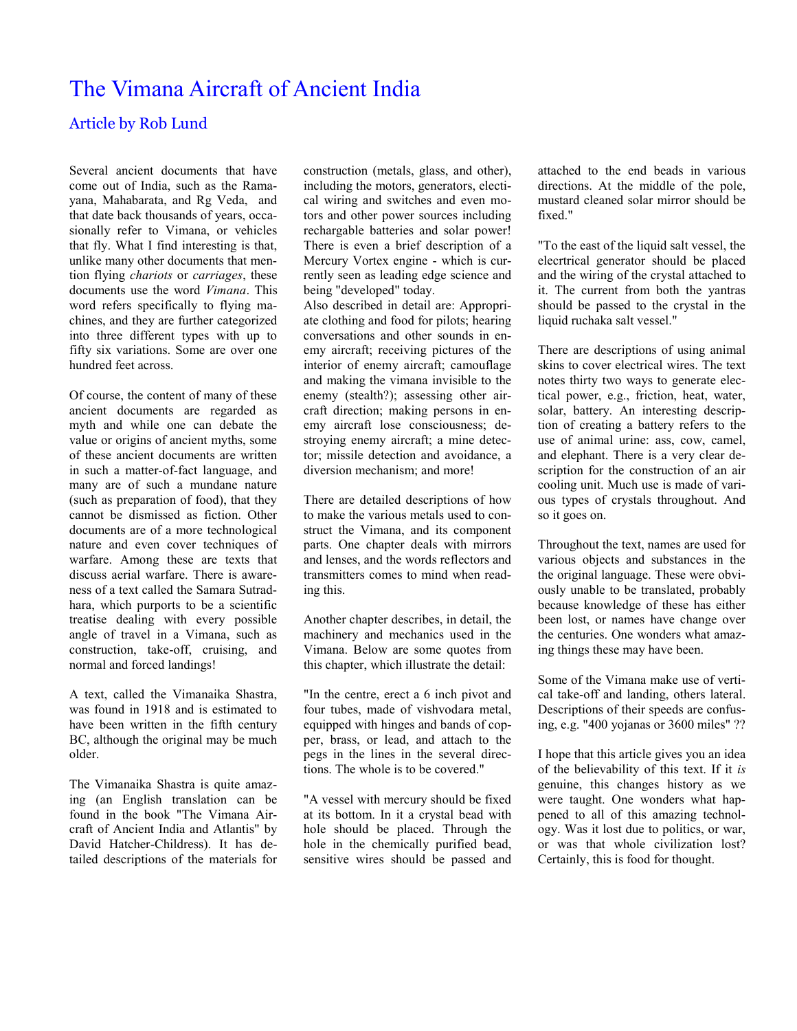# The Vimana Aircraft of Ancient India

## Article by Rob Lund

Several ancient documents that have come out of India, such as the Ramayana, Mahabarata, and Rg Veda, and that date back thousands of years, occasionally refer to Vimana, or vehicles that fly. What I find interesting is that, unlike many other documents that mention flying *chariots* or *carriages*, these documents use the word *Vimana*. This word refers specifically to flying machines, and they are further categorized into three different types with up to fifty six variations. Some are over one hundred feet across.

Of course, the content of many of these ancient documents are regarded as myth and while one can debate the value or origins of ancient myths, some of these ancient documents are written in such a matter-of-fact language, and many are of such a mundane nature (such as preparation of food), that they cannot be dismissed as fiction. Other documents are of a more technological nature and even cover techniques of warfare. Among these are texts that discuss aerial warfare. There is awareness of a text called the Samara Sutradhara, which purports to be a scientific treatise dealing with every possible angle of travel in a Vimana, such as construction, take-off, cruising, and normal and forced landings!

A text, called the Vimanaika Shastra, was found in 1918 and is estimated to have been written in the fifth century BC, although the original may be much older.

The Vimanaika Shastra is quite amazing (an English translation can be found in the book "The Vimana Aircraft of Ancient India and Atlantis" by David Hatcher-Childress). It has detailed descriptions of the materials for construction (metals, glass, and other), including the motors, generators, electical wiring and switches and even motors and other power sources including rechargable batteries and solar power! There is even a brief description of a Mercury Vortex engine - which is currently seen as leading edge science and being "developed" today.

Also described in detail are: Appropriate clothing and food for pilots; hearing conversations and other sounds in enemy aircraft; receiving pictures of the interior of enemy aircraft; camouflage and making the vimana invisible to the enemy (stealth?); assessing other aircraft direction; making persons in enemy aircraft lose consciousness; destroying enemy aircraft; a mine detector; missile detection and avoidance, a diversion mechanism; and more!

There are detailed descriptions of how to make the various metals used to construct the Vimana, and its component parts. One chapter deals with mirrors and lenses, and the words reflectors and transmitters comes to mind when reading this.

Another chapter describes, in detail, the machinery and mechanics used in the Vimana. Below are some quotes from this chapter, which illustrate the detail:

"In the centre, erect a 6 inch pivot and four tubes, made of vishvodara metal, equipped with hinges and bands of copper, brass, or lead, and attach to the pegs in the lines in the several directions. The whole is to be covered."

"A vessel with mercury should be fixed at its bottom. In it a crystal bead with hole should be placed. Through the hole in the chemically purified bead, sensitive wires should be passed and attached to the end beads in various directions. At the middle of the pole, mustard cleaned solar mirror should be fixed."

"To the east of the liquid salt vessel, the elecrtrical generator should be placed and the wiring of the crystal attached to it. The current from both the yantras should be passed to the crystal in the liquid ruchaka salt vessel."

There are descriptions of using animal skins to cover electrical wires. The text notes thirty two ways to generate electical power, e.g., friction, heat, water, solar, battery. An interesting description of creating a battery refers to the use of animal urine: ass, cow, camel, and elephant. There is a very clear description for the construction of an air cooling unit. Much use is made of various types of crystals throughout. And so it goes on.

Throughout the text, names are used for various objects and substances in the the original language. These were obviously unable to be translated, probably because knowledge of these has either been lost, or names have change over the centuries. One wonders what amazing things these may have been.

Some of the Vimana make use of vertical take-off and landing, others lateral. Descriptions of their speeds are confusing, e.g. "400 yojanas or 3600 miles" ??

I hope that this article gives you an idea of the believability of this text. If it *is* genuine, this changes history as we were taught. One wonders what happened to all of this amazing technology. Was it lost due to politics, or war, or was that whole civilization lost? Certainly, this is food for thought.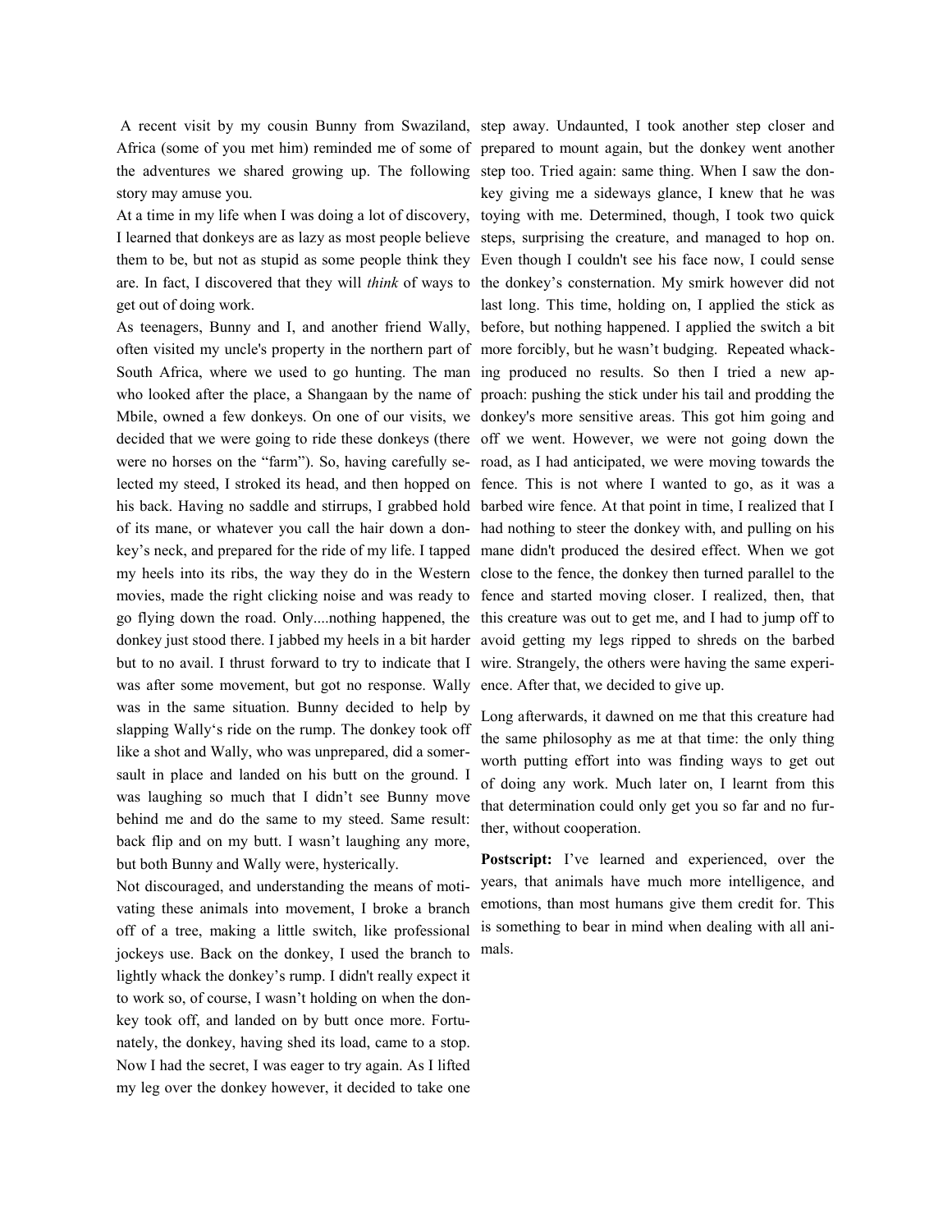A recent visit by my cousin Bunny from Swaziland, Africa (some of you met him) reminded me of some of the adventures we shared growing up. The following story may amuse you.

At a time in my life when I was doing a lot of discovery, I learned that donkeys are as lazy as most people believe them to be, but not as stupid as some people think they are. In fact, I discovered that they will *think* of ways to get out of doing work.

As teenagers, Bunny and I, and another friend Wally, often visited my uncle's property in the northern part of South Africa, where we used to go hunting. The man who looked after the place, a Shangaan by the name of Mbile, owned a few donkeys. On one of our visits, we decided that we were going to ride these donkeys (there were no horses on the "farm"). So, having carefully selected my steed, I stroked its head, and then hopped on his back. Having no saddle and stirrups, I grabbed hold of its mane, or whatever you call the hair down a donkey's neck, and prepared for the ride of my life. I tapped my heels into its ribs, the way they do in the Western movies, made the right clicking noise and was ready to go flying down the road. Only....nothing happened, the donkey just stood there. I jabbed my heels in a bit harder but to no avail. I thrust forward to try to indicate that I was after some movement, but got no response. Wally was in the same situation. Bunny decided to help by slapping Wally's ride on the rump. The donkey took off like a shot and Wally, who was unprepared, did a somersault in place and landed on his butt on the ground. I was laughing so much that I didn't see Bunny move behind me and do the same to my steed. Same result: back flip and on my butt. I wasn't laughing any more, but both Bunny and Wally were, hysterically.

Not discouraged, and understanding the means of motivating these animals into movement, I broke a branch off of a tree, making a little switch, like professional jockeys use. Back on the donkey, I used the branch to lightly whack the donkey's rump. I didn't really expect it to work so, of course, I wasn't holding on when the donkey took off, and landed on by butt once more. Fortunately, the donkey, having shed its load, came to a stop. Now I had the secret, I was eager to try again. As I lifted my leg over the donkey however, it decided to take one step away. Undaunted, I took another step closer and prepared to mount again, but the donkey went another step too. Tried again: same thing. When I saw the donkey giving me a sideways glance, I knew that he was toying with me. Determined, though, I took two quick steps, surprising the creature, and managed to hop on. Even though I couldn't see his face now, I could sense the donkey's consternation. My smirk however did not last long. This time, holding on, I applied the stick as before, but nothing happened. I applied the switch a bit more forcibly, but he wasn't budging. Repeated whacking produced no results. So then I tried a new approach: pushing the stick under his tail and prodding the donkey's more sensitive areas. This got him going and off we went. However, we were not going down the road, as I had anticipated, we were moving towards the fence. This is not where I wanted to go, as it was a barbed wire fence. At that point in time, I realized that I had nothing to steer the donkey with, and pulling on his mane didn't produced the desired effect. When we got close to the fence, the donkey then turned parallel to the fence and started moving closer. I realized, then, that this creature was out to get me, and I had to jump off to avoid getting my legs ripped to shreds on the barbed wire. Strangely, the others were having the same experience. After that, we decided to give up.

Long afterwards, it dawned on me that this creature had the same philosophy as me at that time: the only thing worth putting effort into was finding ways to get out of doing any work. Much later on, I learnt from this that determination could only get you so far and no further, without cooperation.

**Postscript:** I've learned and experienced, over the years, that animals have much more intelligence, and emotions, than most humans give them credit for. This is something to bear in mind when dealing with all animals.